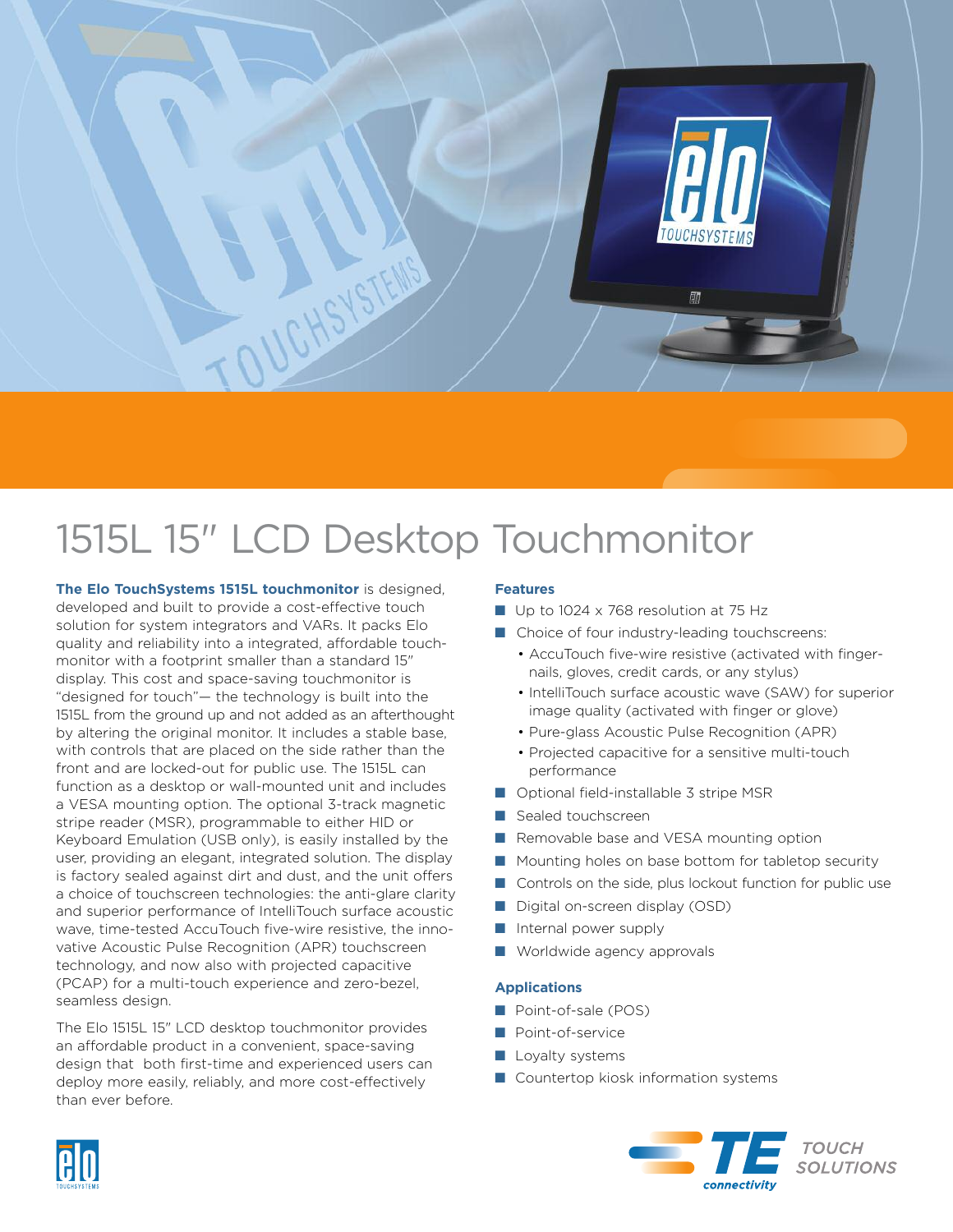# 1515L 15" LCD Desktop Touchmonitor

**The Elo TouchSystems 1515L touchmonitor** is designed, developed and built to provide a cost-effective touch solution for system integrators and VARs. It packs Elo quality and reliability into a integrated, affordable touchmonitor with a footprint smaller than a standard 15" display. This cost and space-saving touchmonitor is "designed for touch"— the technology is built into the 1515L from the ground up and not added as an afterthought by altering the original monitor. It includes a stable base, with controls that are placed on the side rather than the front and are locked-out for public use. The 1515L can function as a desktop or wall-mounted unit and includes a VESA mounting option. The optional 3-track magnetic stripe reader (MSR), programmable to either HID or Keyboard Emulation (USB only), is easily installed by the user, providing an elegant, integrated solution. The display is factory sealed against dirt and dust, and the unit offers a choice of touchscreen technologies: the anti-glare clarity and superior performance of IntelliTouch surface acoustic wave, time-tested AccuTouch five-wire resistive, the innovative Acoustic Pulse Recognition (APR) touchscreen technology, and now also with projected capacitive (PCAP) for a multi-touch experience and zero-bezel, seamless design.

The Elo 1515L 15" LCD desktop touchmonitor provides an affordable product in a convenient, space-saving design that both first-time and experienced users can deploy more easily, reliably, and more cost-effectively than ever before.

### Features

- Up to 1024 x 768 resolution at 75 Hz
- Choice of four industry-leading touchscreens:
  - AccuTouch five-wire resistive (activated with fingernails, gloves, credit cards, or any stylus)
  - IntelliTouch surface acoustic wave (SAW) for superior image quality (activated with finger or glove)
  - Pure-glass Acoustic Pulse Recognition (APR)
  - Projected capacitive for a sensitive multi-touch performance
- Optional field-installable 3 stripe MSR
- Sealed touchscreen
- Removable base and VESA mounting option
- Mounting holes on base bottom for tabletop security
- Controls on the side, plus lockout function for public use
- Digital on-screen display (OSD)
- Internal power supply
- Worldwide agency approvals

### Applications

- Point-of-sale (POS)
- Point-of-service
- Loyalty systems
- Countertop kiosk information systems

TE connectivity TOUCH SOLUTIONS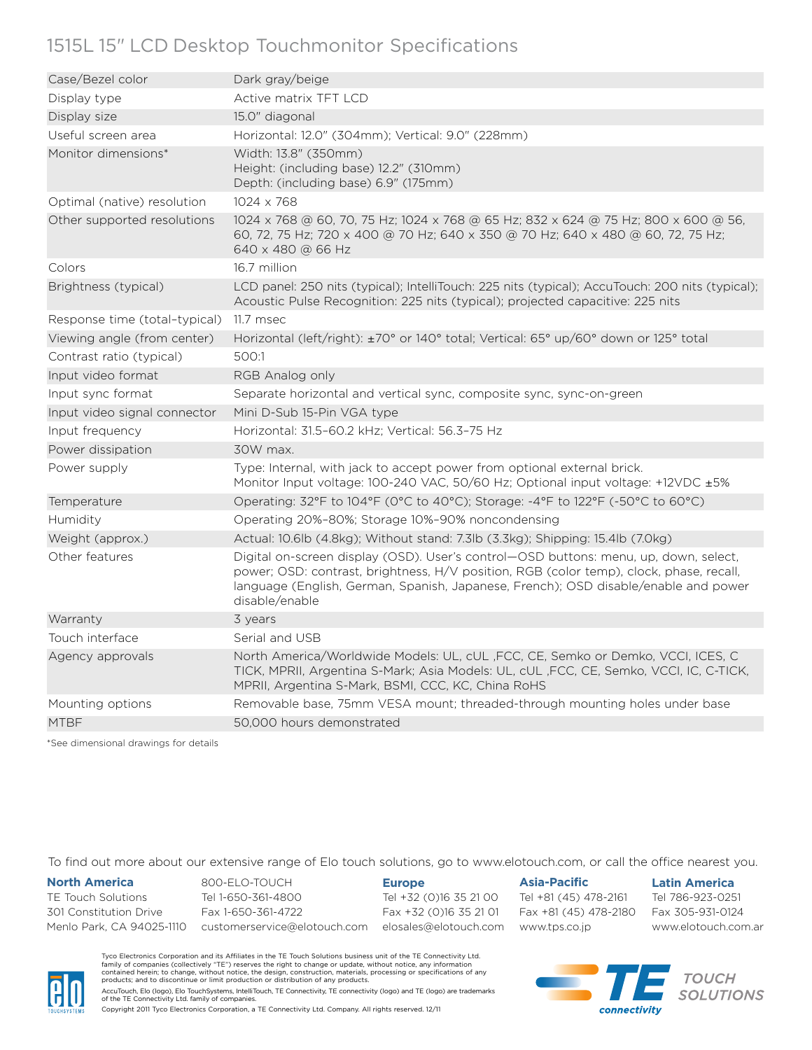# 1515L 15" LCD Desktop Touchmonitor Specifications

| | |
|---|---|
| Case/Bezel color | Dark gray/beige |
| Display type | Active matrix TFT LCD |
| Display size | 15.0" diagonal |
| Useful screen area | Horizontal: 12.0" (304mm); Vertical: 9.0" (228mm) |
| Monitor dimensions* | Width: 13.8" (350mm)<br>Height: (including base) 12.2" (310mm)<br>Depth: (including base) 6.9" (175mm) |
| Optimal (native) resolution | 1024 x 768 |
| Other supported resolutions | 1024 x 768 @ 60, 70, 75 Hz; 1024 x 768 @ 65 Hz; 832 x 624 @ 75 Hz; 800 x 600 @ 56, 60, 72, 75 Hz; 720 x 400 @ 70 Hz; 640 x 350 @ 70 Hz; 640 x 480 @ 60, 72, 75 Hz; 640 x 480 @ 66 Hz |
| Colors | 16.7 million |
| Brightness (typical) | LCD panel: 250 nits (typical); IntelliTouch: 225 nits (typical); AccuTouch: 200 nits (typical); Acoustic Pulse Recognition: 225 nits (typical); projected capacitive: 225 nits |
| Response time (total–typical) | 11.7 msec |
| Viewing angle (from center) | Horizontal (left/right): ±70° or 140° total; Vertical: 65° up/60° down or 125° total |
| Contrast ratio (typical) | 500:1 |
| Input video format | RGB Analog only |
| Input sync format | Separate horizontal and vertical sync, composite sync, sync-on-green |
| Input video signal connector | Mini D-Sub 15-Pin VGA type |
| Input frequency | Horizontal: 31.5–60.2 kHz; Vertical: 56.3–75 Hz |
| Power dissipation | 30W max. |
| Power supply | Type: Internal, with jack to accept power from optional external brick.<br>Monitor Input voltage: 100-240 VAC, 50/60 Hz; Optional input voltage: +12VDC ±5% |
| Temperature | Operating: 32°F to 104°F (0°C to 40°C); Storage: -4°F to 122°F (-50°C to 60°C) |
| Humidity | Operating 20%–80%; Storage 10%–90% noncondensing |
| Weight (approx.) | Actual: 10.6lb (4.8kg); Without stand: 7.3lb (3.3kg); Shipping: 15.4lb (7.0kg) |
| Other features | Digital on-screen display (OSD). User's control—OSD buttons: menu, up, down, select, power; OSD: contrast, brightness, H/V position, RGB (color temp), clock, phase, recall, language (English, German, Spanish, Japanese, French); OSD disable/enable and power disable/enable |
| Warranty | 3 years |
| Touch interface | Serial and USB |
| Agency approvals | North America/Worldwide Models: UL, cUL ,FCC, CE, Semko or Demko, VCCI, ICES, C TICK, MPRII, Argentina S-Mark; Asia Models: UL, cUL ,FCC, CE, Semko, VCCI, IC, C-TICK, MPRII, Argentina S-Mark, BSMI, CCC, KC, China RoHS |
| Mounting options | Removable base, 75mm VESA mount; threaded-through mounting holes under base |
| MTBF | 50,000 hours demonstrated |

*See dimensional drawings for details

To find out more about our extensive range of Elo touch solutions, go to www.elotouch.com, or call the office nearest you.

**North America**
TE Touch Solutions
301 Constitution Drive
Menlo Park, CA 94025-1110
800-ELO-TOUCH
Tel 1-650-361-4800
Fax 1-650-361-4722
customerservice@elotouch.com

**Europe**
Tel +32 (0)16 35 21 00
Fax +32 (0)16 35 21 01
elosales@elotouch.com

**Asia-Pacific**
Tel +81 (45) 478-2161
Fax +81 (45) 478-2180
www.tps.co.jp

**Latin America**
Tel 786-923-0251
Fax 305-931-0124
www.elotouch.com.ar

Tyco Electronics Corporation and its Affiliates in the TE Touch Solutions business unit of the TE Connectivity Ltd. family of companies (collectively "TE") reserves the right to change or update, without notice, any information contained herein; to change, without notice, the design, construction, materials, processing or specifications of any products; and to discontinue or limit production or distribution of any products.

AccuTouch, Elo (logo), Elo TouchSystems, IntelliTouch, TE Connectivity, TE connectivity (logo) and TE (logo) are trademarks of the TE Connectivity Ltd. family of companies.

Copyright 2011 Tyco Electronics Corporation, a TE Connectivity Ltd. Company. All rights reserved. 12/11

TE connectivity TOUCH SOLUTIONS